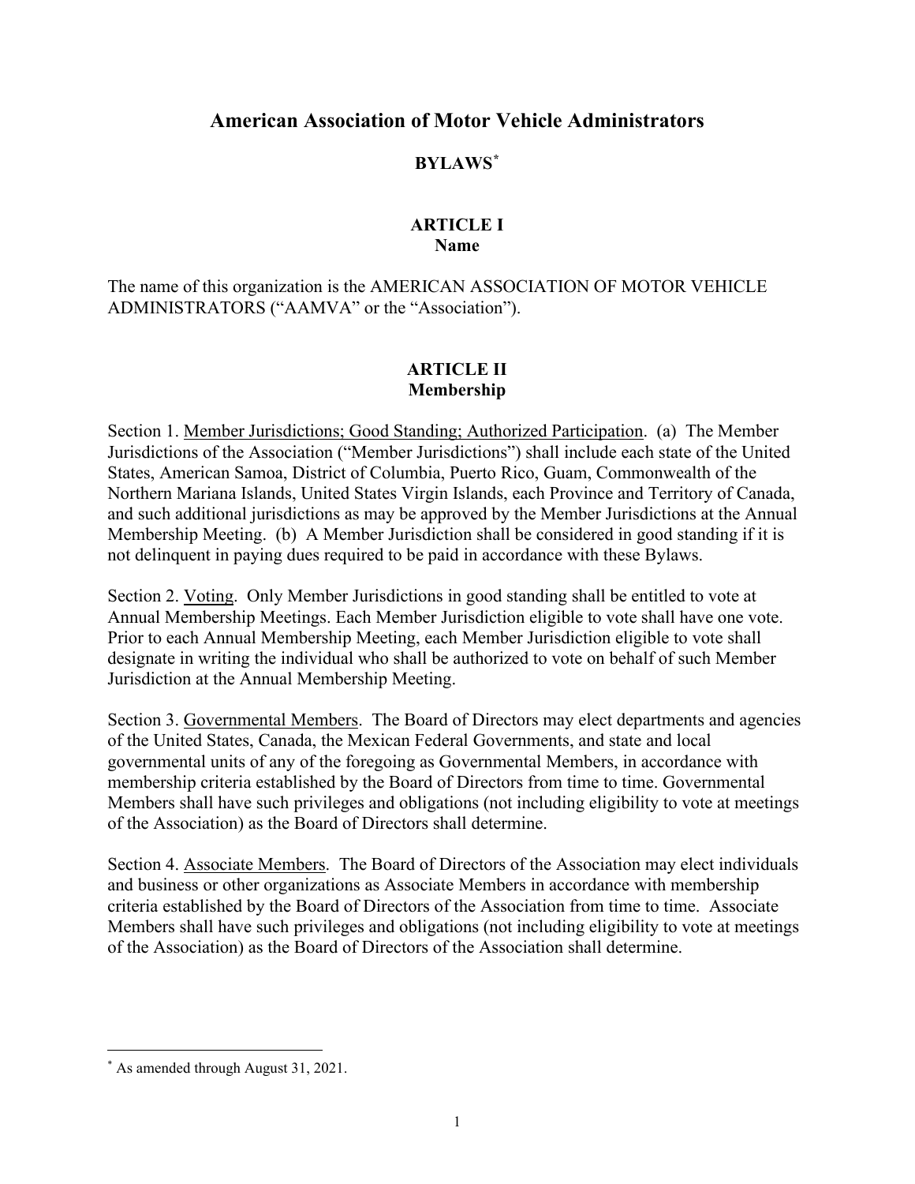# American Association of Motor Vehicle Administrators

## BYLAWS[*]

### ARTICLE I
### Name

The name of this organization is the AMERICAN ASSOCIATION OF MOTOR VEHICLE ADMINISTRATORS ("AAMVA" or the "Association").

### ARTICLE II
### Membership

Section 1. Member Jurisdictions; Good Standing; Authorized Participation. (a) The Member Jurisdictions of the Association ("Member Jurisdictions") shall include each state of the United States, American Samoa, District of Columbia, Puerto Rico, Guam, Commonwealth of the Northern Mariana Islands, United States Virgin Islands, each Province and Territory of Canada, and such additional jurisdictions as may be approved by the Member Jurisdictions at the Annual Membership Meeting. (b) A Member Jurisdiction shall be considered in good standing if it is not delinquent in paying dues required to be paid in accordance with these Bylaws.

Section 2. Voting. Only Member Jurisdictions in good standing shall be entitled to vote at Annual Membership Meetings. Each Member Jurisdiction eligible to vote shall have one vote. Prior to each Annual Membership Meeting, each Member Jurisdiction eligible to vote shall designate in writing the individual who shall be authorized to vote on behalf of such Member Jurisdiction at the Annual Membership Meeting.

Section 3. Governmental Members. The Board of Directors may elect departments and agencies of the United States, Canada, the Mexican Federal Governments, and state and local governmental units of any of the foregoing as Governmental Members, in accordance with membership criteria established by the Board of Directors from time to time. Governmental Members shall have such privileges and obligations (not including eligibility to vote at meetings of the Association) as the Board of Directors shall determine.

Section 4. Associate Members. The Board of Directors of the Association may elect individuals and business or other organizations as Associate Members in accordance with membership criteria established by the Board of Directors of the Association from time to time. Associate Members shall have such privileges and obligations (not including eligibility to vote at meetings of the Association) as the Board of Directors of the Association shall determine.

---

[*] As amended through August 31, 2021.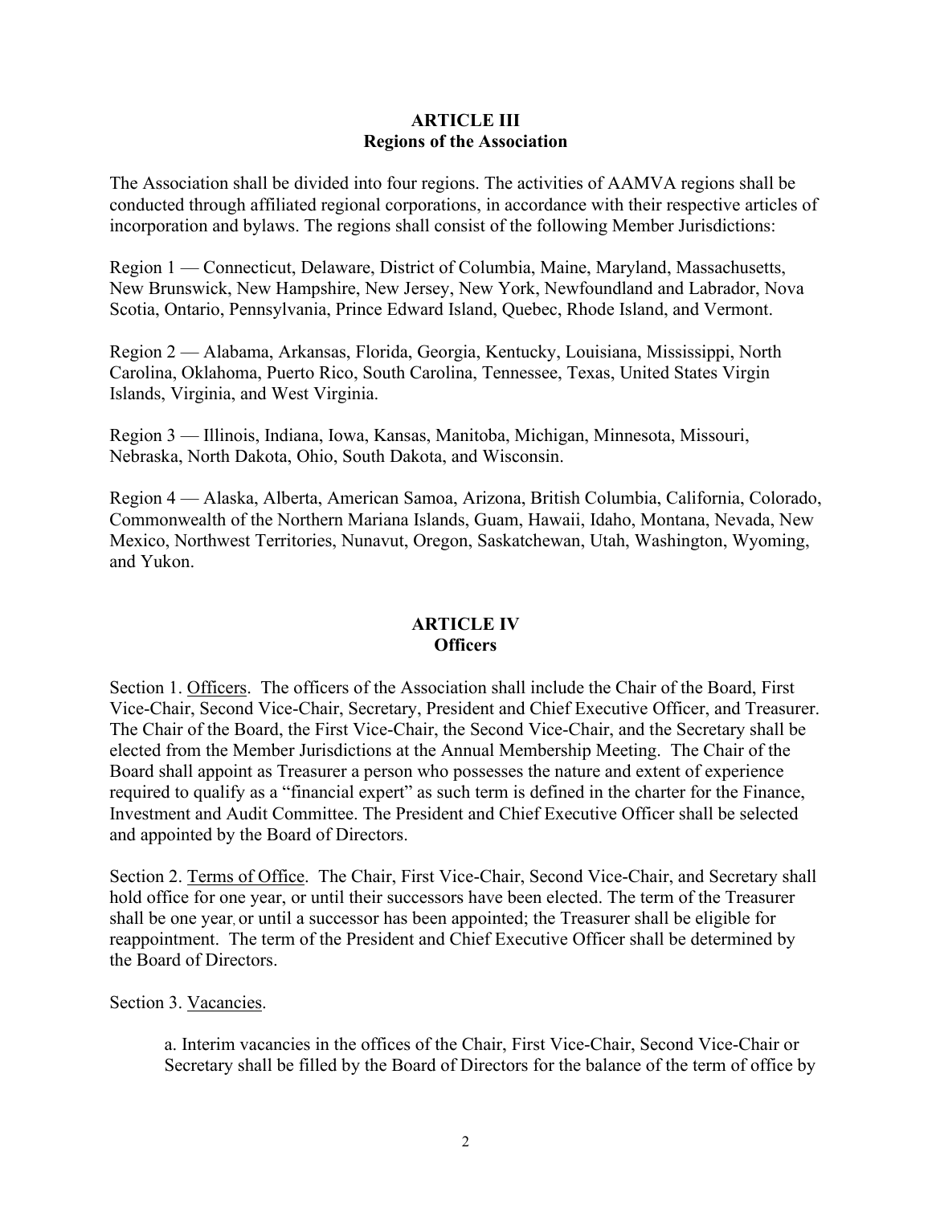## ARTICLE III
## Regions of the Association

The Association shall be divided into four regions. The activities of AAMVA regions shall be conducted through affiliated regional corporations, in accordance with their respective articles of incorporation and bylaws. The regions shall consist of the following Member Jurisdictions:

Region 1 — Connecticut, Delaware, District of Columbia, Maine, Maryland, Massachusetts, New Brunswick, New Hampshire, New Jersey, New York, Newfoundland and Labrador, Nova Scotia, Ontario, Pennsylvania, Prince Edward Island, Quebec, Rhode Island, and Vermont.

Region 2 — Alabama, Arkansas, Florida, Georgia, Kentucky, Louisiana, Mississippi, North Carolina, Oklahoma, Puerto Rico, South Carolina, Tennessee, Texas, United States Virgin Islands, Virginia, and West Virginia.

Region 3 — Illinois, Indiana, Iowa, Kansas, Manitoba, Michigan, Minnesota, Missouri, Nebraska, North Dakota, Ohio, South Dakota, and Wisconsin.

Region 4 — Alaska, Alberta, American Samoa, Arizona, British Columbia, California, Colorado, Commonwealth of the Northern Mariana Islands, Guam, Hawaii, Idaho, Montana, Nevada, New Mexico, Northwest Territories, Nunavut, Oregon, Saskatchewan, Utah, Washington, Wyoming, and Yukon.

## ARTICLE IV
## Officers

Section 1. Officers. The officers of the Association shall include the Chair of the Board, First Vice-Chair, Second Vice-Chair, Secretary, President and Chief Executive Officer, and Treasurer. The Chair of the Board, the First Vice-Chair, the Second Vice-Chair, and the Secretary shall be elected from the Member Jurisdictions at the Annual Membership Meeting. The Chair of the Board shall appoint as Treasurer a person who possesses the nature and extent of experience required to qualify as a "financial expert" as such term is defined in the charter for the Finance, Investment and Audit Committee. The President and Chief Executive Officer shall be selected and appointed by the Board of Directors.

Section 2. Terms of Office. The Chair, First Vice-Chair, Second Vice-Chair, and Secretary shall hold office for one year, or until their successors have been elected. The term of the Treasurer shall be one year, or until a successor has been appointed; the Treasurer shall be eligible for reappointment. The term of the President and Chief Executive Officer shall be determined by the Board of Directors.

Section 3. Vacancies.

a. Interim vacancies in the offices of the Chair, First Vice-Chair, Second Vice-Chair or Secretary shall be filled by the Board of Directors for the balance of the term of office by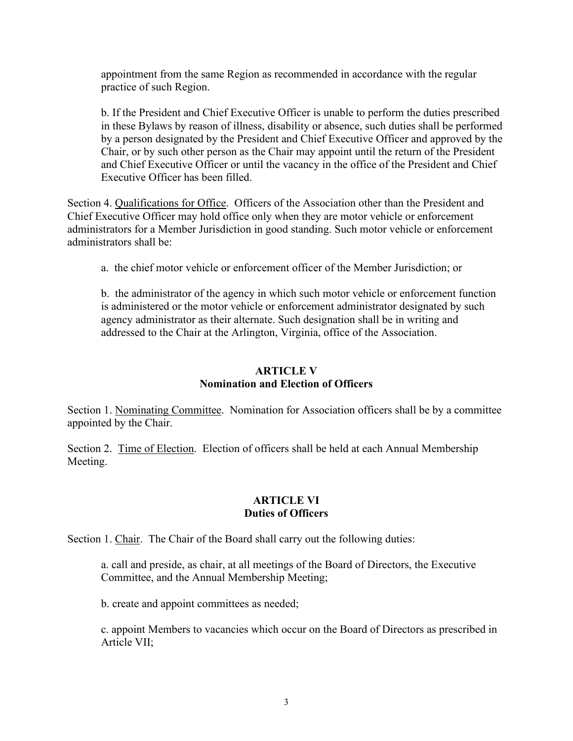appointment from the same Region as recommended in accordance with the regular practice of such Region.

b. If the President and Chief Executive Officer is unable to perform the duties prescribed in these Bylaws by reason of illness, disability or absence, such duties shall be performed by a person designated by the President and Chief Executive Officer and approved by the Chair, or by such other person as the Chair may appoint until the return of the President and Chief Executive Officer or until the vacancy in the office of the President and Chief Executive Officer has been filled.

Section 4. Qualifications for Office. Officers of the Association other than the President and Chief Executive Officer may hold office only when they are motor vehicle or enforcement administrators for a Member Jurisdiction in good standing. Such motor vehicle or enforcement administrators shall be:

a. the chief motor vehicle or enforcement officer of the Member Jurisdiction; or

b. the administrator of the agency in which such motor vehicle or enforcement function is administered or the motor vehicle or enforcement administrator designated by such agency administrator as their alternate. Such designation shall be in writing and addressed to the Chair at the Arlington, Virginia, office of the Association.

## ARTICLE V
## Nomination and Election of Officers

Section 1. Nominating Committee. Nomination for Association officers shall be by a committee appointed by the Chair.

Section 2. Time of Election. Election of officers shall be held at each Annual Membership Meeting.

## ARTICLE VI
## Duties of Officers

Section 1. Chair. The Chair of the Board shall carry out the following duties:

a. call and preside, as chair, at all meetings of the Board of Directors, the Executive Committee, and the Annual Membership Meeting;

b. create and appoint committees as needed;

c. appoint Members to vacancies which occur on the Board of Directors as prescribed in Article VII;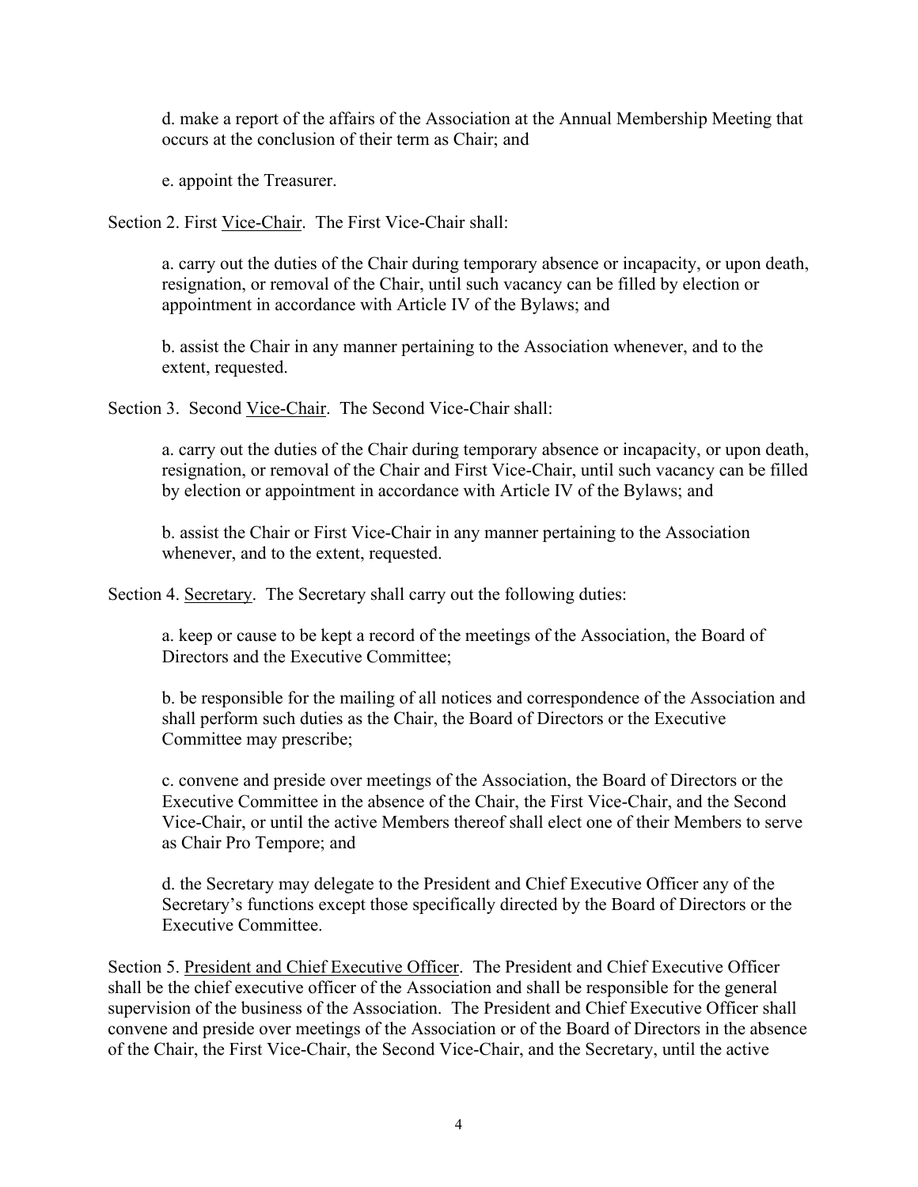d. make a report of the affairs of the Association at the Annual Membership Meeting that occurs at the conclusion of their term as Chair; and

e. appoint the Treasurer.

Section 2. First Vice-Chair. The First Vice-Chair shall:

a. carry out the duties of the Chair during temporary absence or incapacity, or upon death, resignation, or removal of the Chair, until such vacancy can be filled by election or appointment in accordance with Article IV of the Bylaws; and

b. assist the Chair in any manner pertaining to the Association whenever, and to the extent, requested.

Section 3. Second Vice-Chair. The Second Vice-Chair shall:

a. carry out the duties of the Chair during temporary absence or incapacity, or upon death, resignation, or removal of the Chair and First Vice-Chair, until such vacancy can be filled by election or appointment in accordance with Article IV of the Bylaws; and

b. assist the Chair or First Vice-Chair in any manner pertaining to the Association whenever, and to the extent, requested.

Section 4. Secretary. The Secretary shall carry out the following duties:

a. keep or cause to be kept a record of the meetings of the Association, the Board of Directors and the Executive Committee;

b. be responsible for the mailing of all notices and correspondence of the Association and shall perform such duties as the Chair, the Board of Directors or the Executive Committee may prescribe;

c. convene and preside over meetings of the Association, the Board of Directors or the Executive Committee in the absence of the Chair, the First Vice-Chair, and the Second Vice-Chair, or until the active Members thereof shall elect one of their Members to serve as Chair Pro Tempore; and

d. the Secretary may delegate to the President and Chief Executive Officer any of the Secretary's functions except those specifically directed by the Board of Directors or the Executive Committee.

Section 5. President and Chief Executive Officer. The President and Chief Executive Officer shall be the chief executive officer of the Association and shall be responsible for the general supervision of the business of the Association. The President and Chief Executive Officer shall convene and preside over meetings of the Association or of the Board of Directors in the absence of the Chair, the First Vice-Chair, the Second Vice-Chair, and the Secretary, until the active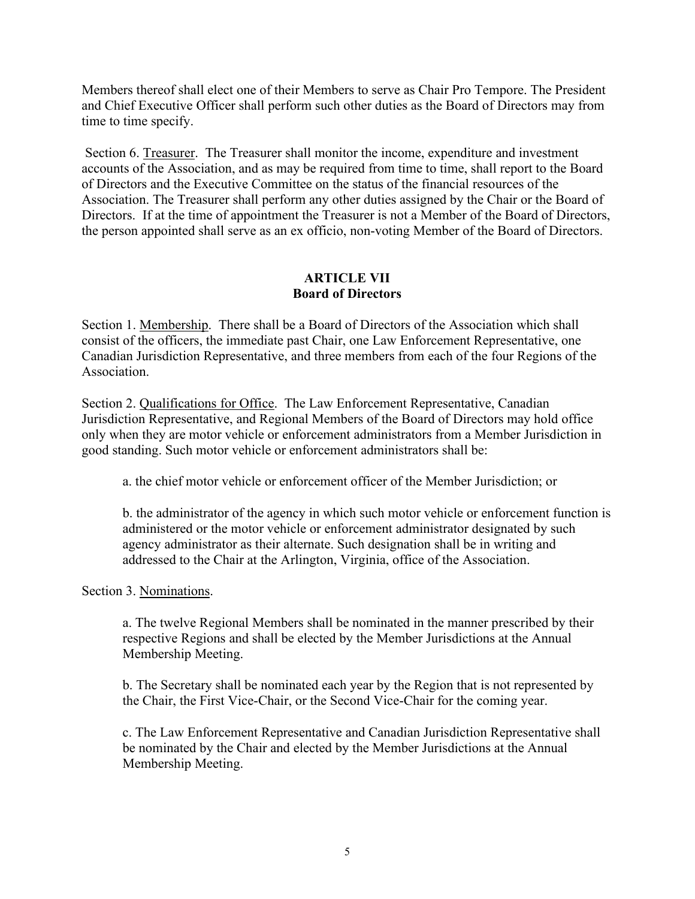Members thereof shall elect one of their Members to serve as Chair Pro Tempore. The President and Chief Executive Officer shall perform such other duties as the Board of Directors may from time to time specify.

Section 6. Treasurer. The Treasurer shall monitor the income, expenditure and investment accounts of the Association, and as may be required from time to time, shall report to the Board of Directors and the Executive Committee on the status of the financial resources of the Association. The Treasurer shall perform any other duties assigned by the Chair or the Board of Directors. If at the time of appointment the Treasurer is not a Member of the Board of Directors, the person appointed shall serve as an ex officio, non-voting Member of the Board of Directors.

## ARTICLE VII
## Board of Directors

Section 1. Membership. There shall be a Board of Directors of the Association which shall consist of the officers, the immediate past Chair, one Law Enforcement Representative, one Canadian Jurisdiction Representative, and three members from each of the four Regions of the Association.

Section 2. Qualifications for Office. The Law Enforcement Representative, Canadian Jurisdiction Representative, and Regional Members of the Board of Directors may hold office only when they are motor vehicle or enforcement administrators from a Member Jurisdiction in good standing. Such motor vehicle or enforcement administrators shall be:

a. the chief motor vehicle or enforcement officer of the Member Jurisdiction; or

b. the administrator of the agency in which such motor vehicle or enforcement function is administered or the motor vehicle or enforcement administrator designated by such agency administrator as their alternate. Such designation shall be in writing and addressed to the Chair at the Arlington, Virginia, office of the Association.

Section 3. Nominations.

a. The twelve Regional Members shall be nominated in the manner prescribed by their respective Regions and shall be elected by the Member Jurisdictions at the Annual Membership Meeting.

b. The Secretary shall be nominated each year by the Region that is not represented by the Chair, the First Vice-Chair, or the Second Vice-Chair for the coming year.

c. The Law Enforcement Representative and Canadian Jurisdiction Representative shall be nominated by the Chair and elected by the Member Jurisdictions at the Annual Membership Meeting.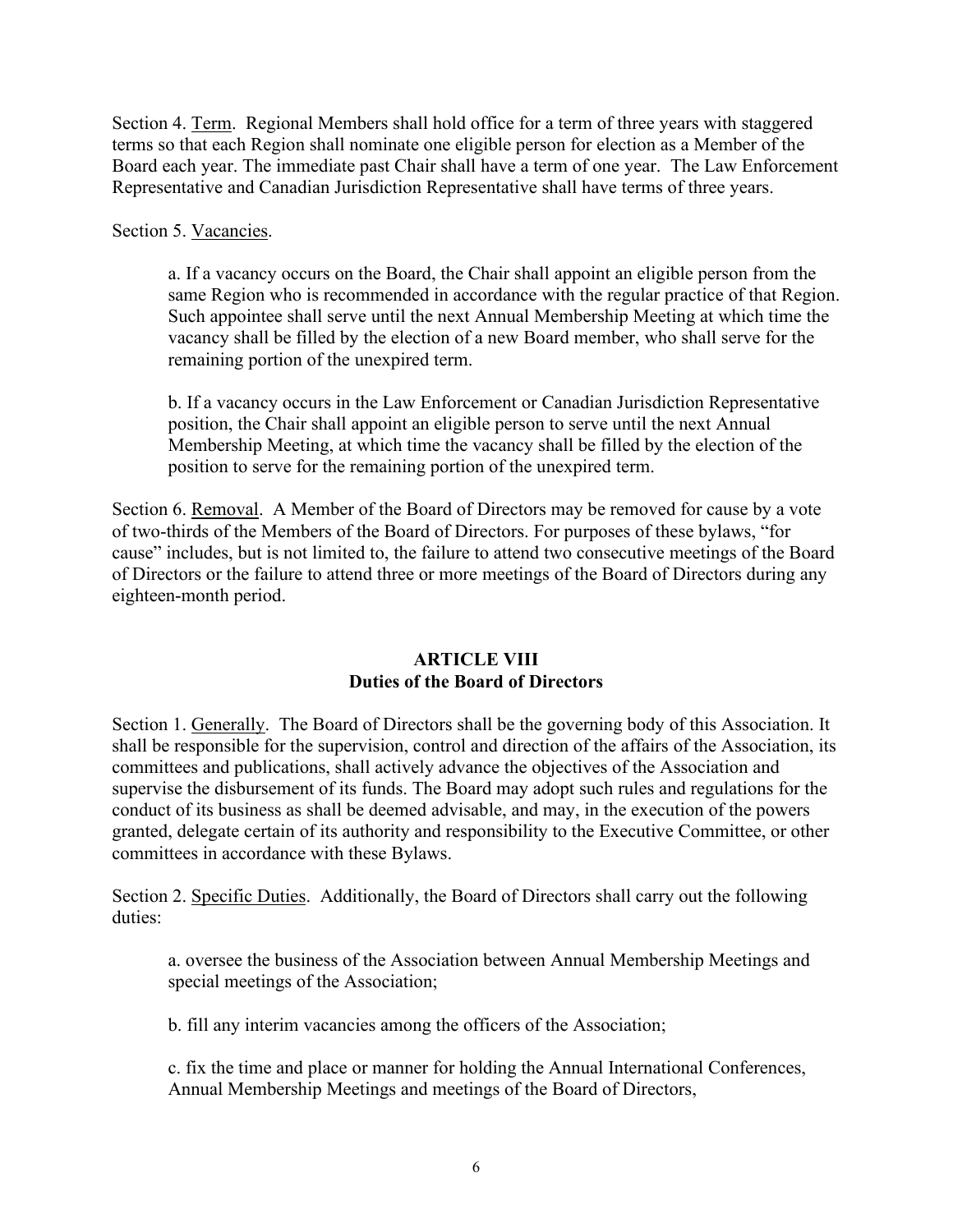Section 4. Term. Regional Members shall hold office for a term of three years with staggered terms so that each Region shall nominate one eligible person for election as a Member of the Board each year. The immediate past Chair shall have a term of one year. The Law Enforcement Representative and Canadian Jurisdiction Representative shall have terms of three years.

Section 5. Vacancies.

a. If a vacancy occurs on the Board, the Chair shall appoint an eligible person from the same Region who is recommended in accordance with the regular practice of that Region. Such appointee shall serve until the next Annual Membership Meeting at which time the vacancy shall be filled by the election of a new Board member, who shall serve for the remaining portion of the unexpired term.

b. If a vacancy occurs in the Law Enforcement or Canadian Jurisdiction Representative position, the Chair shall appoint an eligible person to serve until the next Annual Membership Meeting, at which time the vacancy shall be filled by the election of the position to serve for the remaining portion of the unexpired term.

Section 6. Removal. A Member of the Board of Directors may be removed for cause by a vote of two-thirds of the Members of the Board of Directors. For purposes of these bylaws, "for cause" includes, but is not limited to, the failure to attend two consecutive meetings of the Board of Directors or the failure to attend three or more meetings of the Board of Directors during any eighteen-month period.

## ARTICLE VIII
## Duties of the Board of Directors

Section 1. Generally. The Board of Directors shall be the governing body of this Association. It shall be responsible for the supervision, control and direction of the affairs of the Association, its committees and publications, shall actively advance the objectives of the Association and supervise the disbursement of its funds. The Board may adopt such rules and regulations for the conduct of its business as shall be deemed advisable, and may, in the execution of the powers granted, delegate certain of its authority and responsibility to the Executive Committee, or other committees in accordance with these Bylaws.

Section 2. Specific Duties. Additionally, the Board of Directors shall carry out the following duties:

a. oversee the business of the Association between Annual Membership Meetings and special meetings of the Association;

b. fill any interim vacancies among the officers of the Association;

c. fix the time and place or manner for holding the Annual International Conferences, Annual Membership Meetings and meetings of the Board of Directors,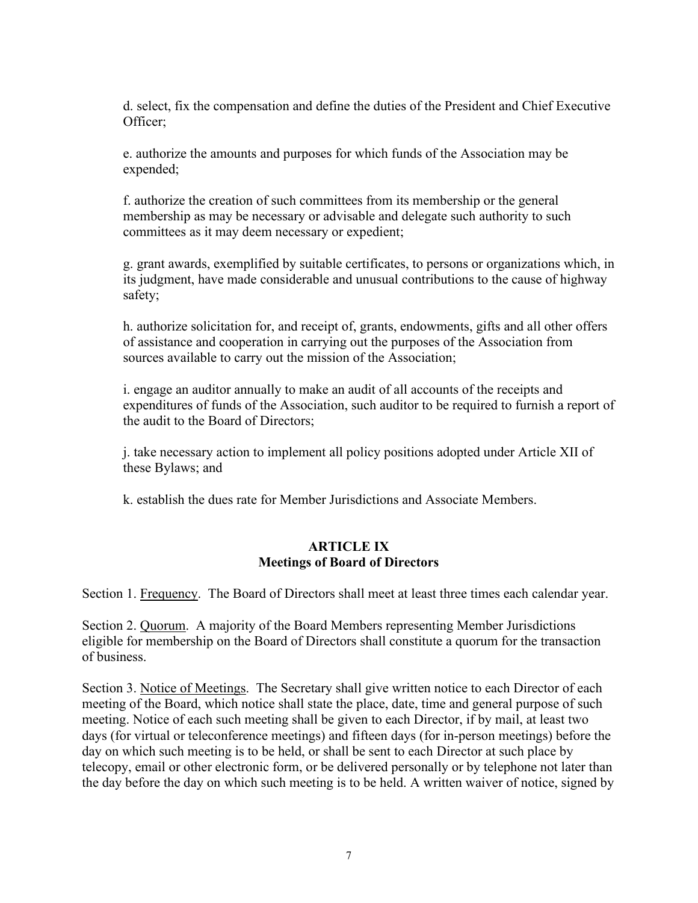d. select, fix the compensation and define the duties of the President and Chief Executive Officer;

e. authorize the amounts and purposes for which funds of the Association may be expended;

f. authorize the creation of such committees from its membership or the general membership as may be necessary or advisable and delegate such authority to such committees as it may deem necessary or expedient;

g. grant awards, exemplified by suitable certificates, to persons or organizations which, in its judgment, have made considerable and unusual contributions to the cause of highway safety;

h. authorize solicitation for, and receipt of, grants, endowments, gifts and all other offers of assistance and cooperation in carrying out the purposes of the Association from sources available to carry out the mission of the Association;

i. engage an auditor annually to make an audit of all accounts of the receipts and expenditures of funds of the Association, such auditor to be required to furnish a report of the audit to the Board of Directors;

j. take necessary action to implement all policy positions adopted under Article XII of these Bylaws; and

k. establish the dues rate for Member Jurisdictions and Associate Members.

## ARTICLE IX
## Meetings of Board of Directors

Section 1. Frequency. The Board of Directors shall meet at least three times each calendar year.

Section 2. Quorum. A majority of the Board Members representing Member Jurisdictions eligible for membership on the Board of Directors shall constitute a quorum for the transaction of business.

Section 3. Notice of Meetings. The Secretary shall give written notice to each Director of each meeting of the Board, which notice shall state the place, date, time and general purpose of such meeting. Notice of each such meeting shall be given to each Director, if by mail, at least two days (for virtual or teleconference meetings) and fifteen days (for in-person meetings) before the day on which such meeting is to be held, or shall be sent to each Director at such place by telecopy, email or other electronic form, or be delivered personally or by telephone not later than the day before the day on which such meeting is to be held. A written waiver of notice, signed by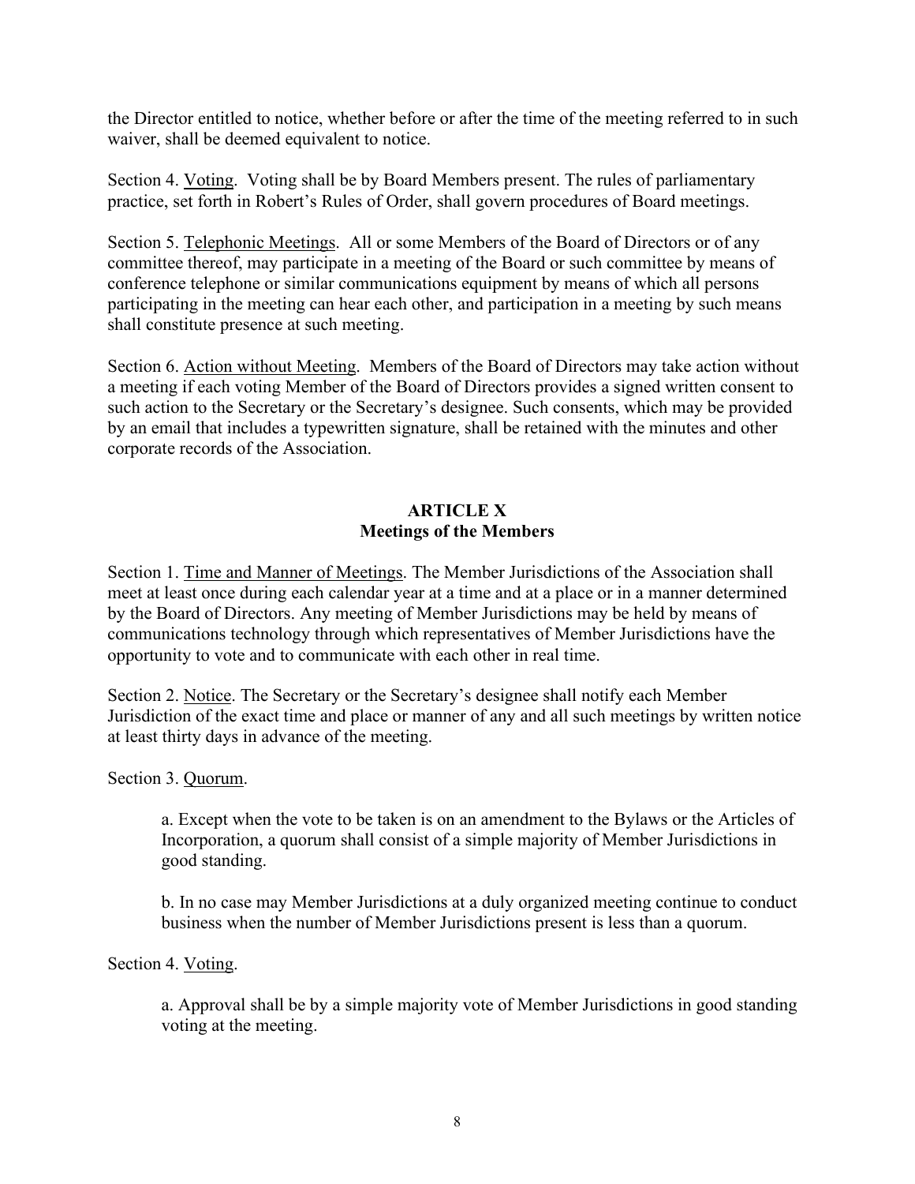the Director entitled to notice, whether before or after the time of the meeting referred to in such waiver, shall be deemed equivalent to notice.

Section 4. Voting. Voting shall be by Board Members present. The rules of parliamentary practice, set forth in Robert's Rules of Order, shall govern procedures of Board meetings.

Section 5. Telephonic Meetings. All or some Members of the Board of Directors or of any committee thereof, may participate in a meeting of the Board or such committee by means of conference telephone or similar communications equipment by means of which all persons participating in the meeting can hear each other, and participation in a meeting by such means shall constitute presence at such meeting.

Section 6. Action without Meeting. Members of the Board of Directors may take action without a meeting if each voting Member of the Board of Directors provides a signed written consent to such action to the Secretary or the Secretary's designee. Such consents, which may be provided by an email that includes a typewritten signature, shall be retained with the minutes and other corporate records of the Association.

## ARTICLE X
## Meetings of the Members

Section 1. Time and Manner of Meetings. The Member Jurisdictions of the Association shall meet at least once during each calendar year at a time and at a place or in a manner determined by the Board of Directors. Any meeting of Member Jurisdictions may be held by means of communications technology through which representatives of Member Jurisdictions have the opportunity to vote and to communicate with each other in real time.

Section 2. Notice. The Secretary or the Secretary's designee shall notify each Member Jurisdiction of the exact time and place or manner of any and all such meetings by written notice at least thirty days in advance of the meeting.

Section 3. Quorum.

a. Except when the vote to be taken is on an amendment to the Bylaws or the Articles of Incorporation, a quorum shall consist of a simple majority of Member Jurisdictions in good standing.

b. In no case may Member Jurisdictions at a duly organized meeting continue to conduct business when the number of Member Jurisdictions present is less than a quorum.

Section 4. Voting.

a. Approval shall be by a simple majority vote of Member Jurisdictions in good standing voting at the meeting.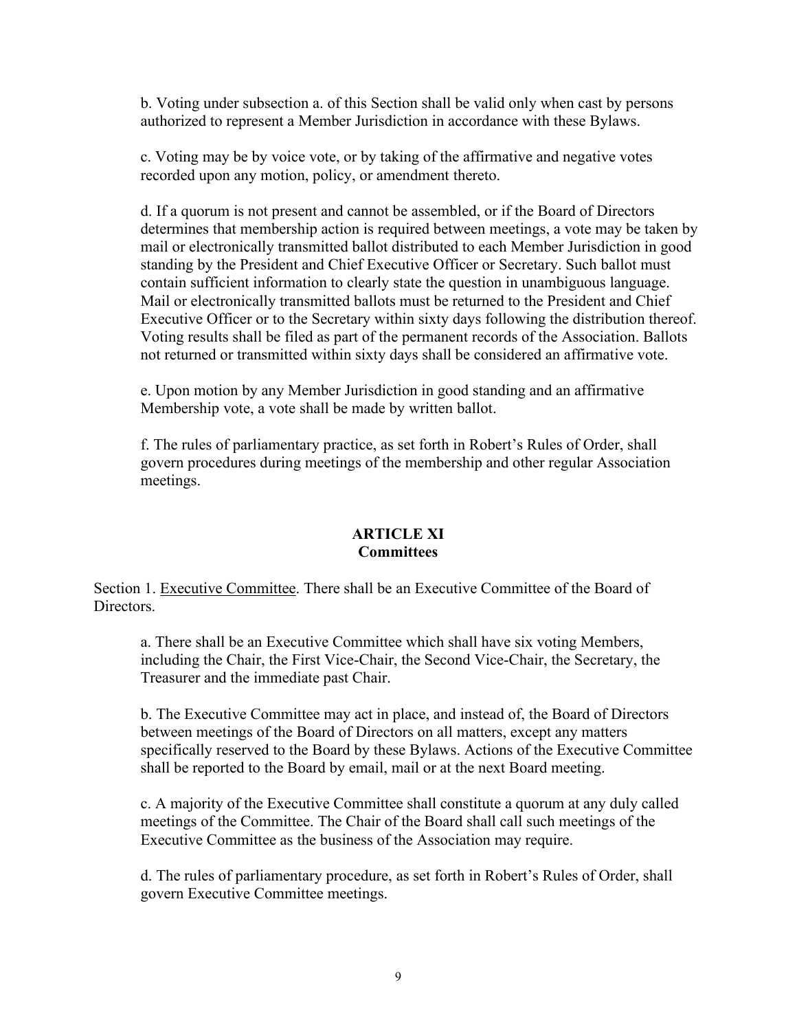b. Voting under subsection a. of this Section shall be valid only when cast by persons authorized to represent a Member Jurisdiction in accordance with these Bylaws.

c. Voting may be by voice vote, or by taking of the affirmative and negative votes recorded upon any motion, policy, or amendment thereto.

d. If a quorum is not present and cannot be assembled, or if the Board of Directors determines that membership action is required between meetings, a vote may be taken by mail or electronically transmitted ballot distributed to each Member Jurisdiction in good standing by the President and Chief Executive Officer or Secretary. Such ballot must contain sufficient information to clearly state the question in unambiguous language. Mail or electronically transmitted ballots must be returned to the President and Chief Executive Officer or to the Secretary within sixty days following the distribution thereof. Voting results shall be filed as part of the permanent records of the Association. Ballots not returned or transmitted within sixty days shall be considered an affirmative vote.

e. Upon motion by any Member Jurisdiction in good standing and an affirmative Membership vote, a vote shall be made by written ballot.

f. The rules of parliamentary practice, as set forth in Robert's Rules of Order, shall govern procedures during meetings of the membership and other regular Association meetings.

## ARTICLE XI
## Committees

Section 1. Executive Committee. There shall be an Executive Committee of the Board of Directors.

a. There shall be an Executive Committee which shall have six voting Members, including the Chair, the First Vice-Chair, the Second Vice-Chair, the Secretary, the Treasurer and the immediate past Chair.

b. The Executive Committee may act in place, and instead of, the Board of Directors between meetings of the Board of Directors on all matters, except any matters specifically reserved to the Board by these Bylaws. Actions of the Executive Committee shall be reported to the Board by email, mail or at the next Board meeting.

c. A majority of the Executive Committee shall constitute a quorum at any duly called meetings of the Committee. The Chair of the Board shall call such meetings of the Executive Committee as the business of the Association may require.

d. The rules of parliamentary procedure, as set forth in Robert's Rules of Order, shall govern Executive Committee meetings.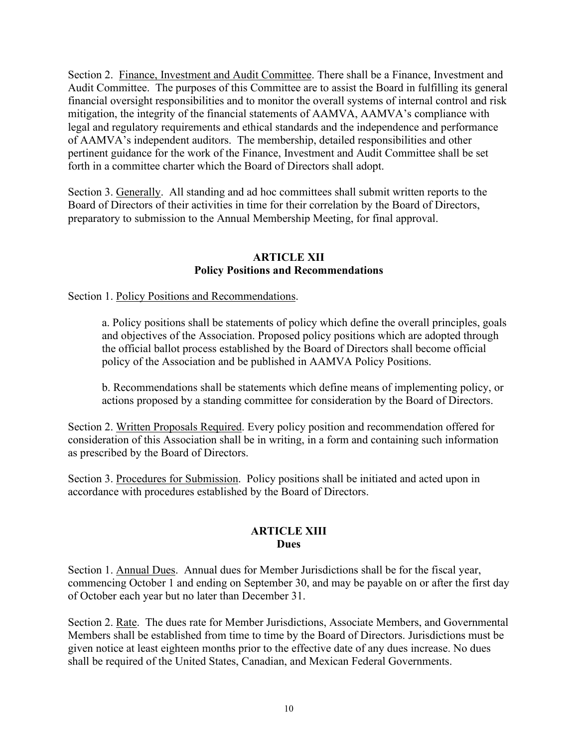Section 2. <u>Finance, Investment and Audit Committee</u>. There shall be a Finance, Investment and Audit Committee. The purposes of this Committee are to assist the Board in fulfilling its general financial oversight responsibilities and to monitor the overall systems of internal control and risk mitigation, the integrity of the financial statements of AAMVA, AAMVA's compliance with legal and regulatory requirements and ethical standards and the independence and performance of AAMVA's independent auditors. The membership, detailed responsibilities and other pertinent guidance for the work of the Finance, Investment and Audit Committee shall be set forth in a committee charter which the Board of Directors shall adopt.

Section 3. <u>Generally</u>. All standing and ad hoc committees shall submit written reports to the Board of Directors of their activities in time for their correlation by the Board of Directors, preparatory to submission to the Annual Membership Meeting, for final approval.

## ARTICLE XII
## Policy Positions and Recommendations

Section 1. <u>Policy Positions and Recommendations</u>.

a. Policy positions shall be statements of policy which define the overall principles, goals and objectives of the Association. Proposed policy positions which are adopted through the official ballot process established by the Board of Directors shall become official policy of the Association and be published in AAMVA Policy Positions.

b. Recommendations shall be statements which define means of implementing policy, or actions proposed by a standing committee for consideration by the Board of Directors.

Section 2. <u>Written Proposals Required</u>. Every policy position and recommendation offered for consideration of this Association shall be in writing, in a form and containing such information as prescribed by the Board of Directors.

Section 3. <u>Procedures for Submission</u>. Policy positions shall be initiated and acted upon in accordance with procedures established by the Board of Directors.

## ARTICLE XIII
## Dues

Section 1. <u>Annual Dues</u>. Annual dues for Member Jurisdictions shall be for the fiscal year, commencing October 1 and ending on September 30, and may be payable on or after the first day of October each year but no later than December 31.

Section 2. <u>Rate</u>. The dues rate for Member Jurisdictions, Associate Members, and Governmental Members shall be established from time to time by the Board of Directors. Jurisdictions must be given notice at least eighteen months prior to the effective date of any dues increase. No dues shall be required of the United States, Canadian, and Mexican Federal Governments.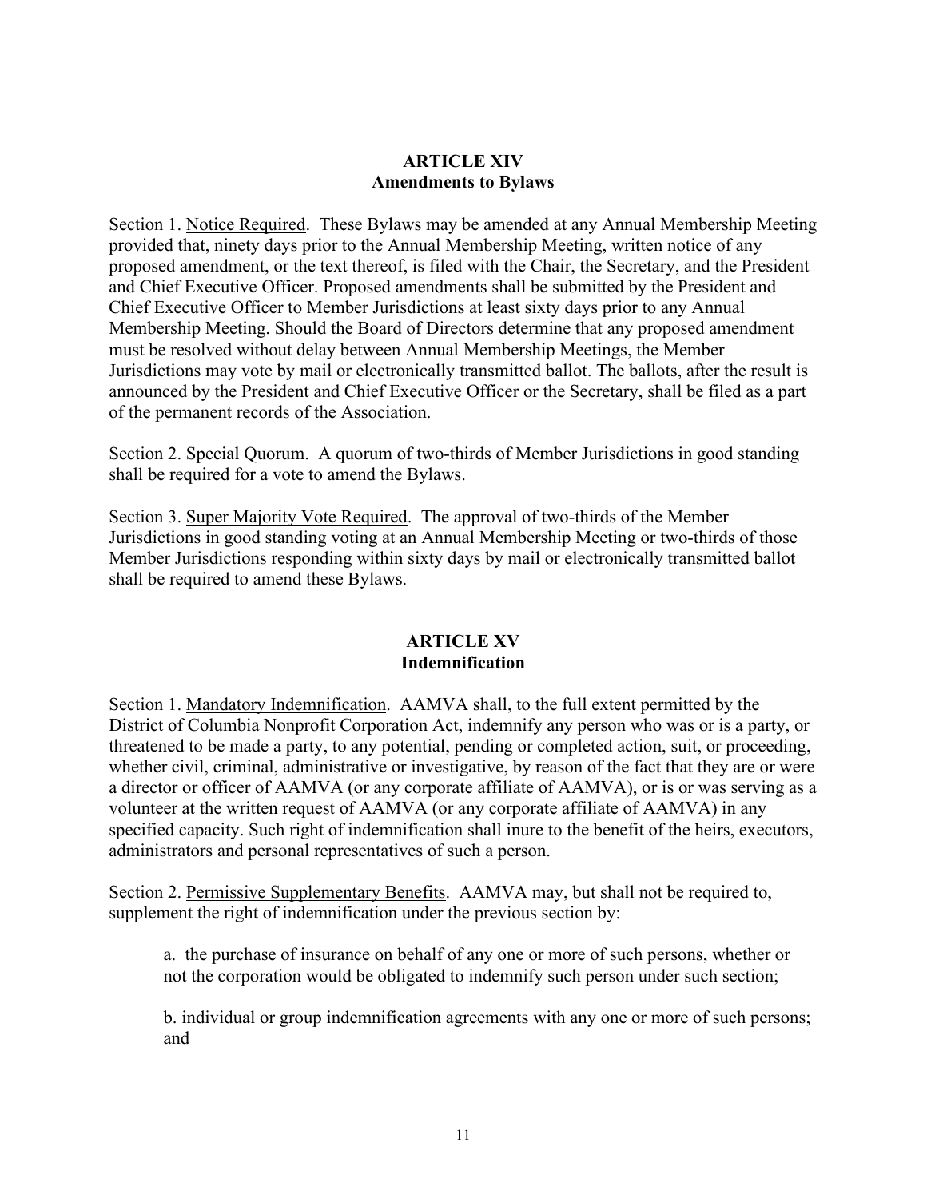## ARTICLE XIV
## Amendments to Bylaws

Section 1. <u>Notice Required</u>. These Bylaws may be amended at any Annual Membership Meeting provided that, ninety days prior to the Annual Membership Meeting, written notice of any proposed amendment, or the text thereof, is filed with the Chair, the Secretary, and the President and Chief Executive Officer. Proposed amendments shall be submitted by the President and Chief Executive Officer to Member Jurisdictions at least sixty days prior to any Annual Membership Meeting. Should the Board of Directors determine that any proposed amendment must be resolved without delay between Annual Membership Meetings, the Member Jurisdictions may vote by mail or electronically transmitted ballot. The ballots, after the result is announced by the President and Chief Executive Officer or the Secretary, shall be filed as a part of the permanent records of the Association.

Section 2. <u>Special Quorum</u>. A quorum of two-thirds of Member Jurisdictions in good standing shall be required for a vote to amend the Bylaws.

Section 3. <u>Super Majority Vote Required</u>. The approval of two-thirds of the Member Jurisdictions in good standing voting at an Annual Membership Meeting or two-thirds of those Member Jurisdictions responding within sixty days by mail or electronically transmitted ballot shall be required to amend these Bylaws.

## ARTICLE XV
## Indemnification

Section 1. <u>Mandatory Indemnification</u>. AAMVA shall, to the full extent permitted by the District of Columbia Nonprofit Corporation Act, indemnify any person who was or is a party, or threatened to be made a party, to any potential, pending or completed action, suit, or proceeding, whether civil, criminal, administrative or investigative, by reason of the fact that they are or were a director or officer of AAMVA (or any corporate affiliate of AAMVA), or is or was serving as a volunteer at the written request of AAMVA (or any corporate affiliate of AAMVA) in any specified capacity. Such right of indemnification shall inure to the benefit of the heirs, executors, administrators and personal representatives of such a person.

Section 2. <u>Permissive Supplementary Benefits</u>. AAMVA may, but shall not be required to, supplement the right of indemnification under the previous section by:

a. the purchase of insurance on behalf of any one or more of such persons, whether or not the corporation would be obligated to indemnify such person under such section;

b. individual or group indemnification agreements with any one or more of such persons; and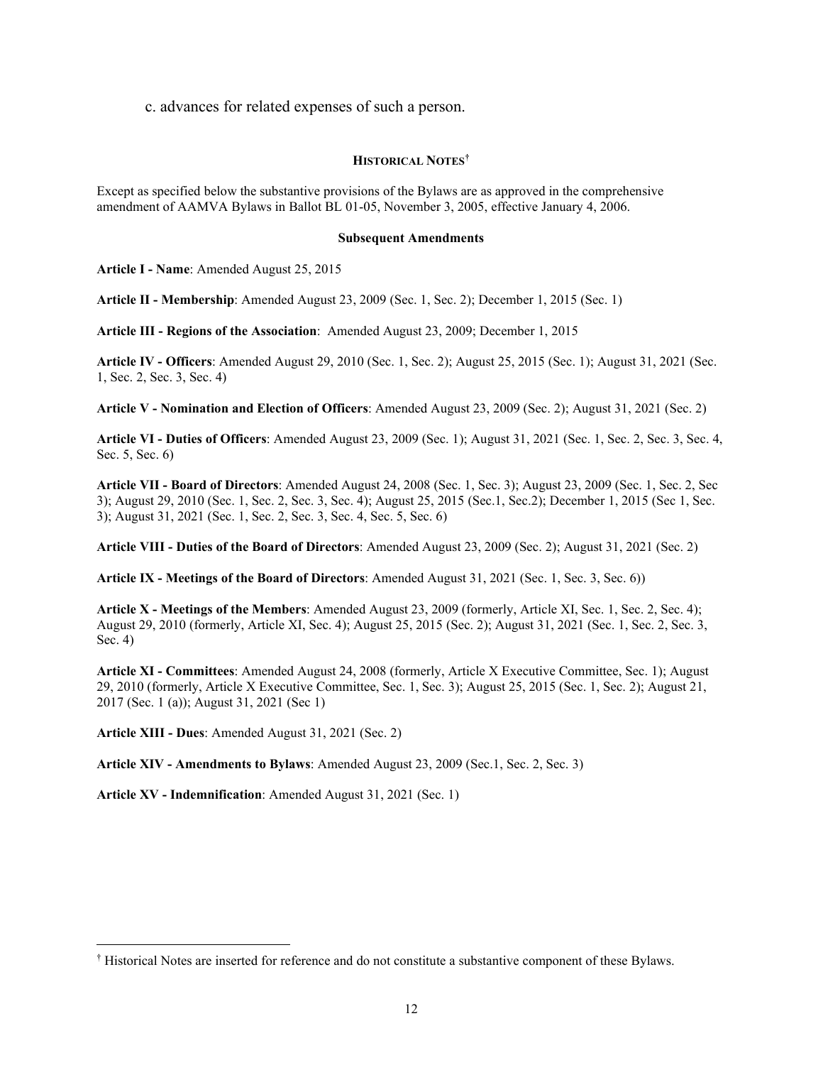c. advances for related expenses of such a person.

## HISTORICAL NOTES[†]

Except as specified below the substantive provisions of the Bylaws are as approved in the comprehensive amendment of AAMVA Bylaws in Ballot BL 01-05, November 3, 2005, effective January 4, 2006.

### Subsequent Amendments

**Article I - Name**: Amended August 25, 2015

**Article II - Membership**: Amended August 23, 2009 (Sec. 1, Sec. 2); December 1, 2015 (Sec. 1)

**Article III - Regions of the Association**: Amended August 23, 2009; December 1, 2015

**Article IV - Officers**: Amended August 29, 2010 (Sec. 1, Sec. 2); August 25, 2015 (Sec. 1); August 31, 2021 (Sec. 1, Sec. 2, Sec. 3, Sec. 4)

**Article V - Nomination and Election of Officers**: Amended August 23, 2009 (Sec. 2); August 31, 2021 (Sec. 2)

**Article VI - Duties of Officers**: Amended August 23, 2009 (Sec. 1); August 31, 2021 (Sec. 1, Sec. 2, Sec. 3, Sec. 4, Sec. 5, Sec. 6)

**Article VII - Board of Directors**: Amended August 24, 2008 (Sec. 1, Sec. 3); August 23, 2009 (Sec. 1, Sec. 2, Sec 3); August 29, 2010 (Sec. 1, Sec. 2, Sec. 3, Sec. 4); August 25, 2015 (Sec.1, Sec.2); December 1, 2015 (Sec 1, Sec. 3); August 31, 2021 (Sec. 1, Sec. 2, Sec. 3, Sec. 4, Sec. 5, Sec. 6)

**Article VIII - Duties of the Board of Directors**: Amended August 23, 2009 (Sec. 2); August 31, 2021 (Sec. 2)

**Article IX - Meetings of the Board of Directors**: Amended August 31, 2021 (Sec. 1, Sec. 3, Sec. 6))

**Article X - Meetings of the Members**: Amended August 23, 2009 (formerly, Article XI, Sec. 1, Sec. 2, Sec. 4); August 29, 2010 (formerly, Article XI, Sec. 4); August 25, 2015 (Sec. 2); August 31, 2021 (Sec. 1, Sec. 2, Sec. 3, Sec. 4)

**Article XI - Committees**: Amended August 24, 2008 (formerly, Article X Executive Committee, Sec. 1); August 29, 2010 (formerly, Article X Executive Committee, Sec. 1, Sec. 3); August 25, 2015 (Sec. 1, Sec. 2); August 21, 2017 (Sec. 1 (a)); August 31, 2021 (Sec 1)

**Article XIII - Dues**: Amended August 31, 2021 (Sec. 2)

**Article XIV - Amendments to Bylaws**: Amended August 23, 2009 (Sec.1, Sec. 2, Sec. 3)

**Article XV - Indemnification**: Amended August 31, 2021 (Sec. 1)

---

[†] Historical Notes are inserted for reference and do not constitute a substantive component of these Bylaws.